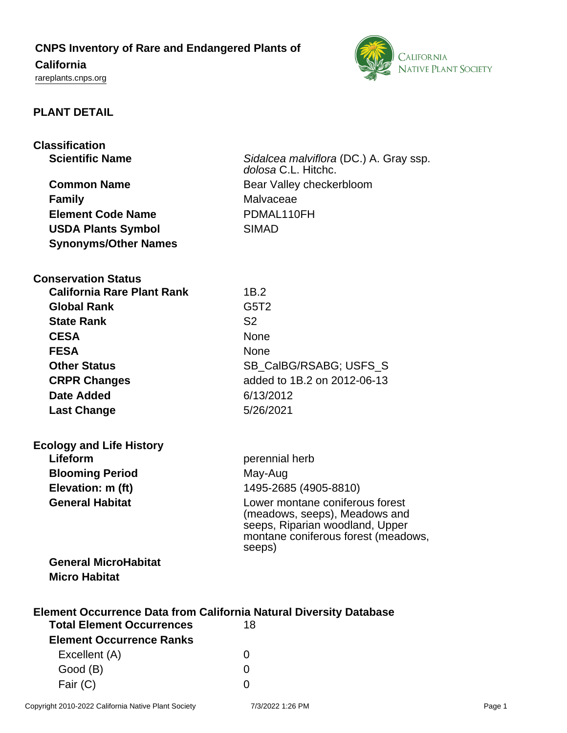# CNPS Inventory of Rare and Endangered Plants of California

rareplants.cnps.org

## PLANT DETAIL

### Classification

| | |
|---|---|
| **Scientific Name** | *Sidalcea malviflora* (DC.) A. Gray ssp. *dolosa* C.L. Hitchc. |
| **Common Name** | Bear Valley checkerbloom |
| **Family** | Malvaceae |
| **Element Code Name** | PDMAL110FH |
| **USDA Plants Symbol** | SIMAD |
| **Synonyms/Other Names** | |

### Conservation Status

| | |
|---|---|
| **California Rare Plant Rank** | 1B.2 |
| **Global Rank** | G5T2 |
| **State Rank** | S2 |
| **CESA** | None |
| **FESA** | None |
| **Other Status** | SB_CalBG/RSABG; USFS_S |
| **CRPR Changes** | added to 1B.2 on 2012-06-13 |
| **Date Added** | 6/13/2012 |
| **Last Change** | 5/26/2021 |

### Ecology and Life History

| | |
|---|---|
| **Lifeform** | perennial herb |
| **Blooming Period** | May-Aug |
| **Elevation: m (ft)** | 1495-2685 (4905-8810) |
| **General Habitat** | Lower montane coniferous forest (meadows, seeps), Meadows and seeps, Riparian woodland, Upper montane coniferous forest (meadows, seeps) |
| **General MicroHabitat** | |
| **Micro Habitat** | |

### Element Occurrence Data from California Natural Diversity Database

| | |
|---|---|
| **Total Element Occurrences** | 18 |
| **Element Occurrence Ranks** | |
| Excellent (A) | 0 |
| Good (B) | 0 |
| Fair (C) | 0 |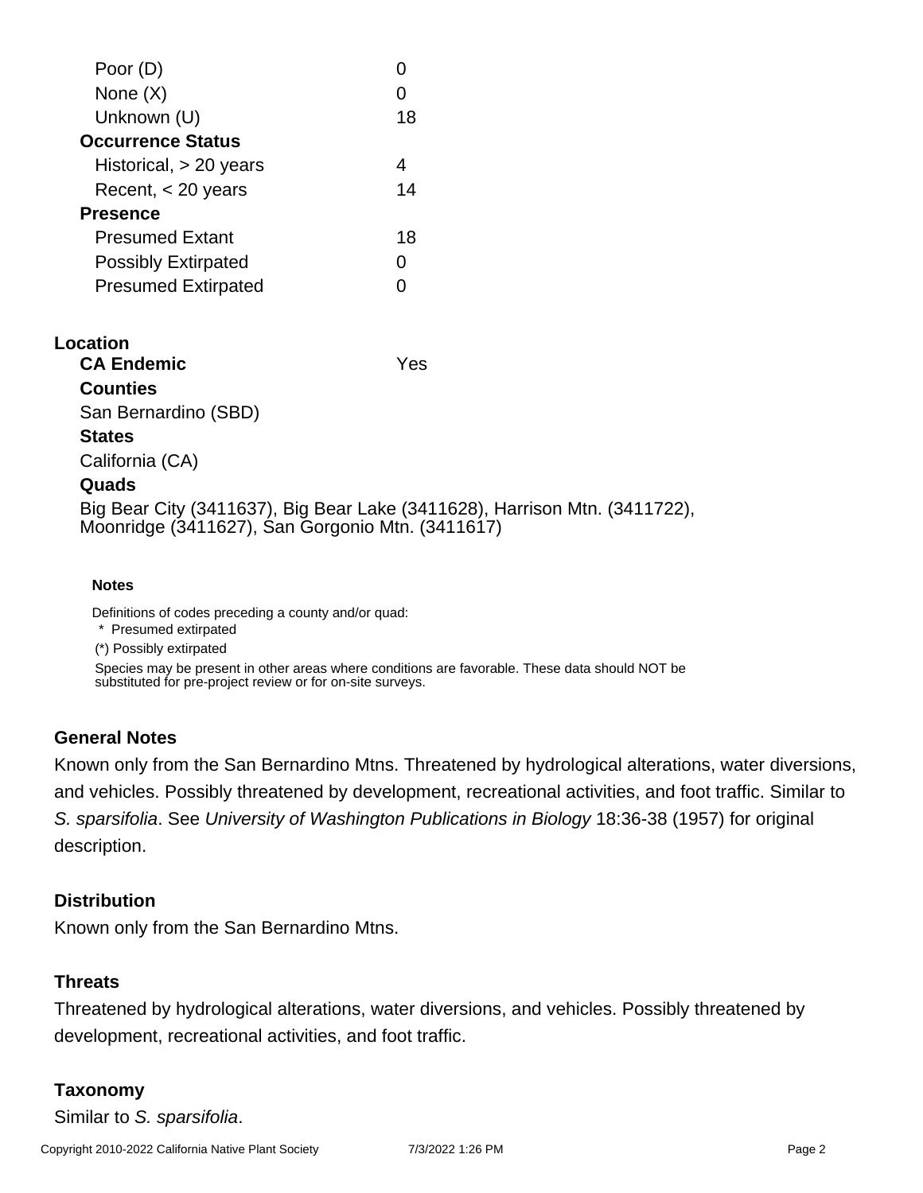| | |
|---|---|
| Poor (D) | 0 |
| None (X) | 0 |
| Unknown (U) | 18 |
| **Occurrence Status** | |
| Historical, > 20 years | 4 |
| Recent, < 20 years | 14 |
| **Presence** | |
| Presumed Extant | 18 |
| Possibly Extirpated | 0 |
| Presumed Extirpated | 0 |

**Location**

**CA Endemic** Yes

**Counties**

San Bernardino (SBD)

**States**

California (CA)

**Quads**

Big Bear City (3411637), Big Bear Lake (3411628), Harrison Mtn. (3411722), Moonridge (3411627), San Gorgonio Mtn. (3411617)

**Notes**

Definitions of codes preceding a county and/or quad:

\* Presumed extirpated

(*) Possibly extirpated

Species may be present in other areas where conditions are favorable. These data should NOT be substituted for pre-project review or for on-site surveys.

## General Notes

Known only from the San Bernardino Mtns. Threatened by hydrological alterations, water diversions, and vehicles. Possibly threatened by development, recreational activities, and foot traffic. Similar to *S. sparsifolia*. See *University of Washington Publications in Biology* 18:36-38 (1957) for original description.

## Distribution

Known only from the San Bernardino Mtns.

## Threats

Threatened by hydrological alterations, water diversions, and vehicles. Possibly threatened by development, recreational activities, and foot traffic.

## Taxonomy

Similar to *S. sparsifolia*.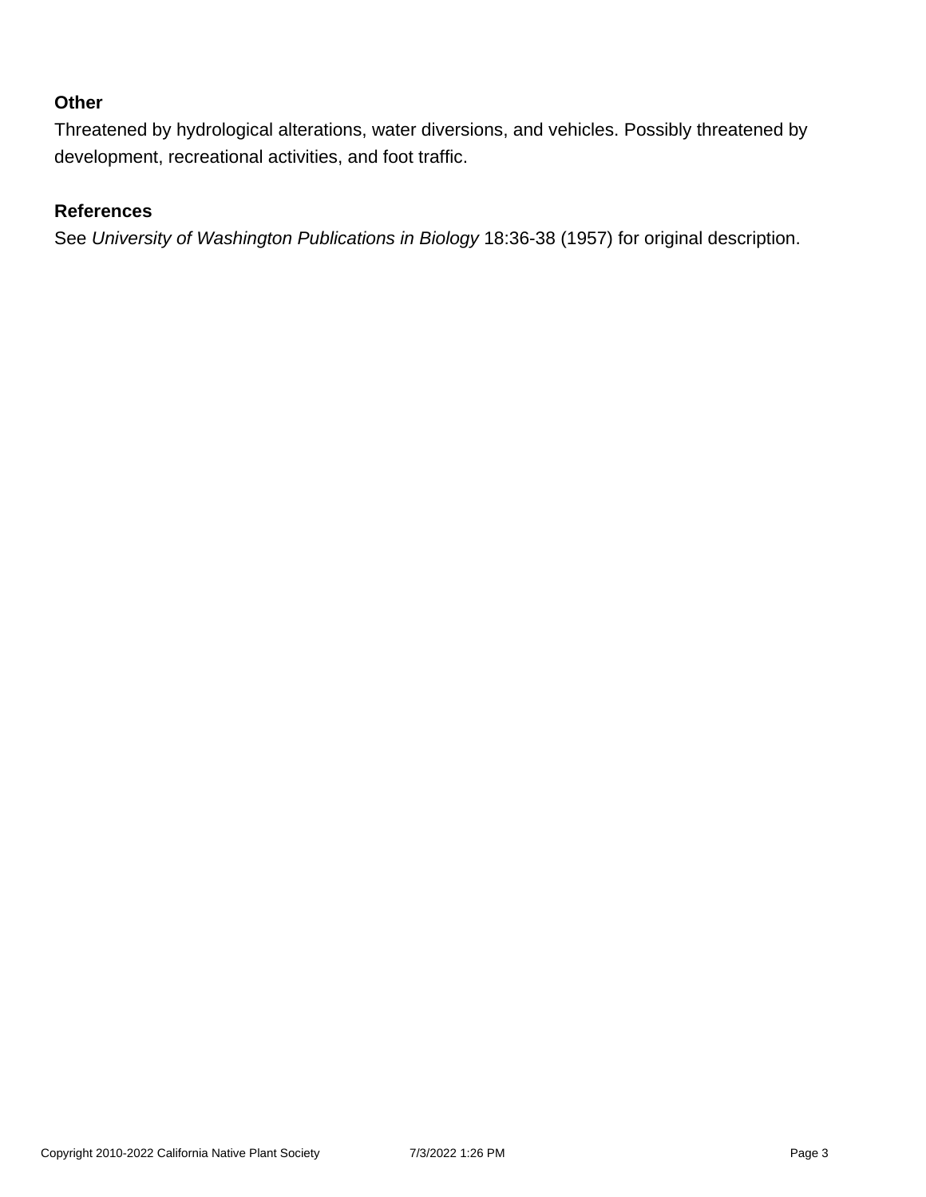### Other

Threatened by hydrological alterations, water diversions, and vehicles. Possibly threatened by development, recreational activities, and foot traffic.

### References

See *University of Washington Publications in Biology* 18:36-38 (1957) for original description.